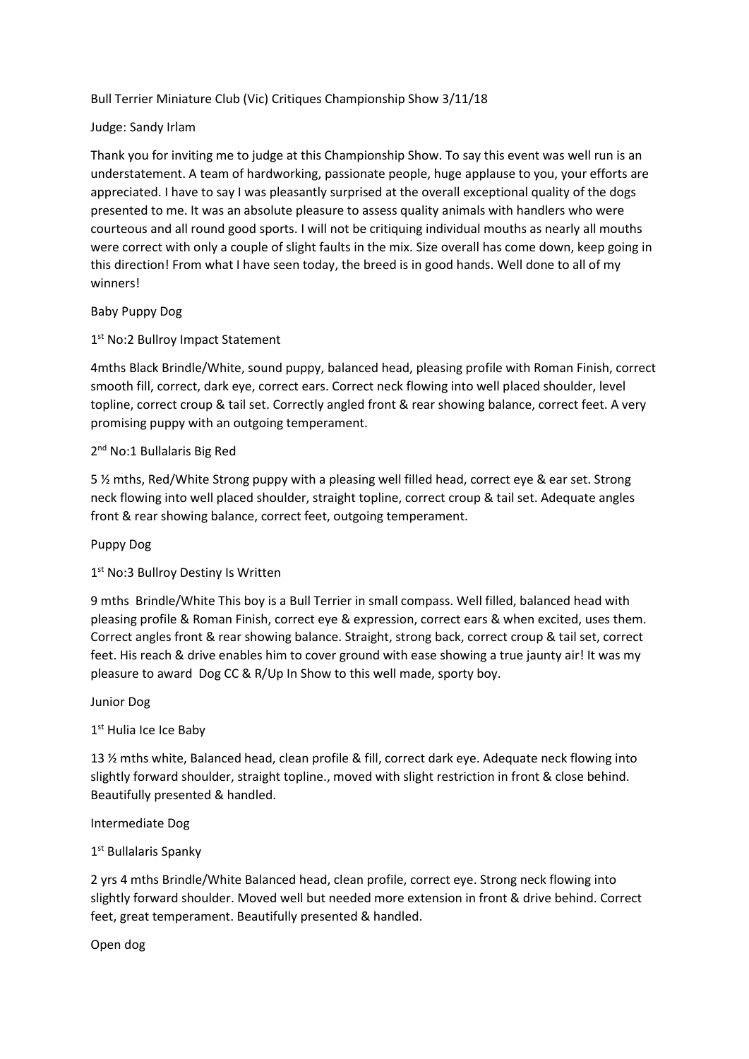Bull Terrier Miniature Club (Vic) Critiques Championship Show 3/11/18

Judge: Sandy Irlam

Thank you for inviting me to judge at this Championship Show. To say this event was well run is an understatement. A team of hardworking, passionate people, huge applause to you, your efforts are appreciated. I have to say I was pleasantly surprised at the overall exceptional quality of the dogs presented to me. It was an absolute pleasure to assess quality animals with handlers who were courteous and all round good sports. I will not be critiquing individual mouths as nearly all mouths were correct with only a couple of slight faults in the mix. Size overall has come down, keep going in this direction! From what I have seen today, the breed is in good hands. Well done to all of my winners!

Baby Puppy Dog

1st No:2 Bullroy Impact Statement

4mths Black Brindle/White, sound puppy, balanced head, pleasing profile with Roman Finish, correct smooth fill, correct, dark eye, correct ears. Correct neck flowing into well placed shoulder, level topline, correct croup & tail set. Correctly angled front & rear showing balance, correct feet. A very promising puppy with an outgoing temperament.

2nd No:1 Bullalaris Big Red

5 ½ mths, Red/White Strong puppy with a pleasing well filled head, correct eye & ear set. Strong neck flowing into well placed shoulder, straight topline, correct croup & tail set. Adequate angles front & rear showing balance, correct feet, outgoing temperament.

Puppy Dog

1st No:3 Bullroy Destiny Is Written

9 mths Brindle/White This boy is a Bull Terrier in small compass. Well filled, balanced head with pleasing profile & Roman Finish, correct eye & expression, correct ears & when excited, uses them. Correct angles front & rear showing balance. Straight, strong back, correct croup & tail set, correct feet. His reach & drive enables him to cover ground with ease showing a true jaunty air! It was my pleasure to award Dog CC & R/Up In Show to this well made, sporty boy.

Junior Dog

1st Hulia Ice Ice Baby

13 ½ mths white, Balanced head, clean profile & fill, correct dark eye. Adequate neck flowing into slightly forward shoulder, straight topline., moved with slight restriction in front & close behind. Beautifully presented & handled.

Intermediate Dog

1st Bullalaris Spanky

2 yrs 4 mths Brindle/White Balanced head, clean profile, correct eye. Strong neck flowing into slightly forward shoulder. Moved well but needed more extension in front & drive behind. Correct feet, great temperament. Beautifully presented & handled.

Open dog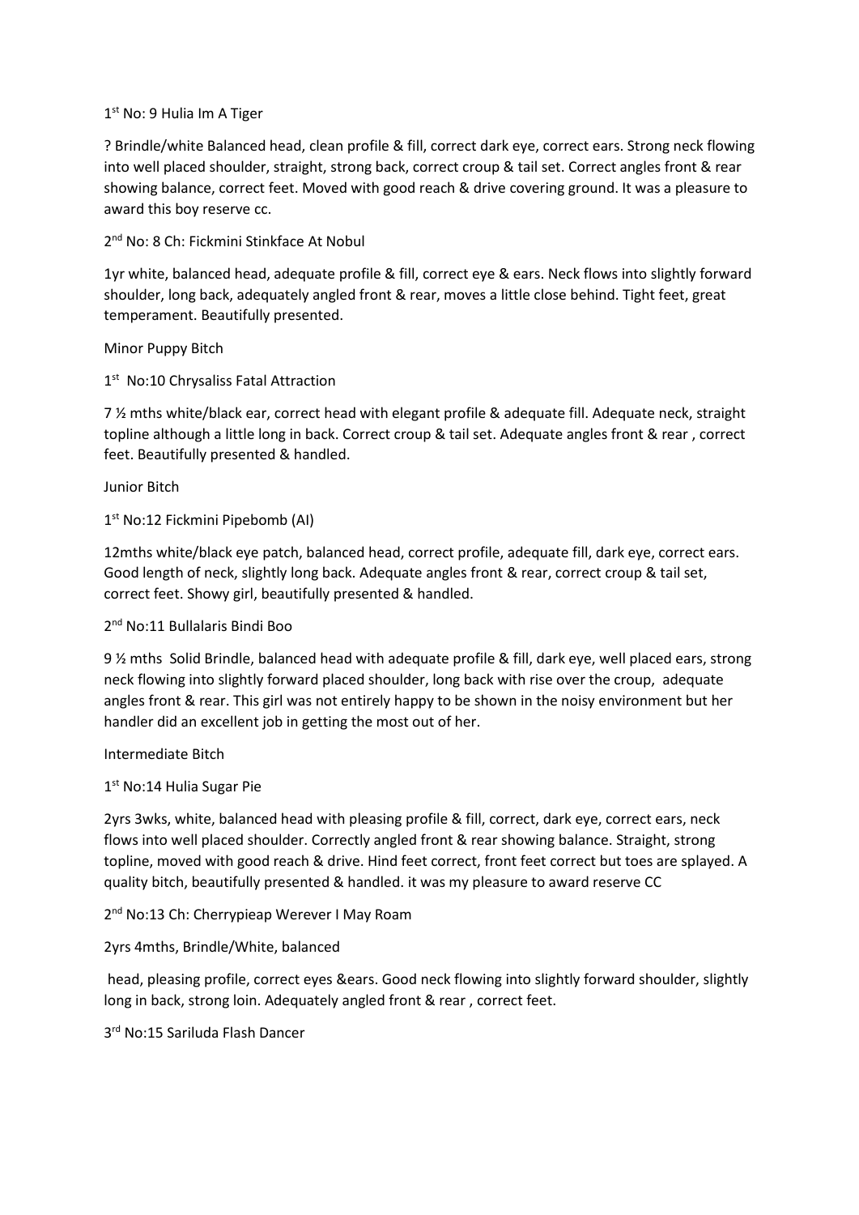1st No: 9 Hulia Im A Tiger

? Brindle/white Balanced head, clean profile & fill, correct dark eye, correct ears. Strong neck flowing into well placed shoulder, straight, strong back, correct croup & tail set. Correct angles front & rear showing balance, correct feet. Moved with good reach & drive covering ground. It was a pleasure to award this boy reserve cc.

2nd No: 8 Ch: Fickmini Stinkface At Nobul

1yr white, balanced head, adequate profile & fill, correct eye & ears. Neck flows into slightly forward shoulder, long back, adequately angled front & rear, moves a little close behind. Tight feet, great temperament. Beautifully presented.

Minor Puppy Bitch

1st No:10 Chrysaliss Fatal Attraction

7 ½ mths white/black ear, correct head with elegant profile & adequate fill. Adequate neck, straight topline although a little long in back. Correct croup & tail set. Adequate angles front & rear , correct feet. Beautifully presented & handled.

Junior Bitch

1st No:12 Fickmini Pipebomb (AI)

12mths white/black eye patch, balanced head, correct profile, adequate fill, dark eye, correct ears. Good length of neck, slightly long back. Adequate angles front & rear, correct croup & tail set, correct feet. Showy girl, beautifully presented & handled.

2nd No:11 Bullalaris Bindi Boo

9 ½ mths Solid Brindle, balanced head with adequate profile & fill, dark eye, well placed ears, strong neck flowing into slightly forward placed shoulder, long back with rise over the croup, adequate angles front & rear. This girl was not entirely happy to be shown in the noisy environment but her handler did an excellent job in getting the most out of her.

Intermediate Bitch

1st No:14 Hulia Sugar Pie

2yrs 3wks, white, balanced head with pleasing profile & fill, correct, dark eye, correct ears, neck flows into well placed shoulder. Correctly angled front & rear showing balance. Straight, strong topline, moved with good reach & drive. Hind feet correct, front feet correct but toes are splayed. A quality bitch, beautifully presented & handled. it was my pleasure to award reserve CC

2nd No:13 Ch: Cherrypieap Werever I May Roam

2yrs 4mths, Brindle/White, balanced

head, pleasing profile, correct eyes &ears. Good neck flowing into slightly forward shoulder, slightly long in back, strong loin. Adequately angled front & rear , correct feet.

3rd No:15 Sariluda Flash Dancer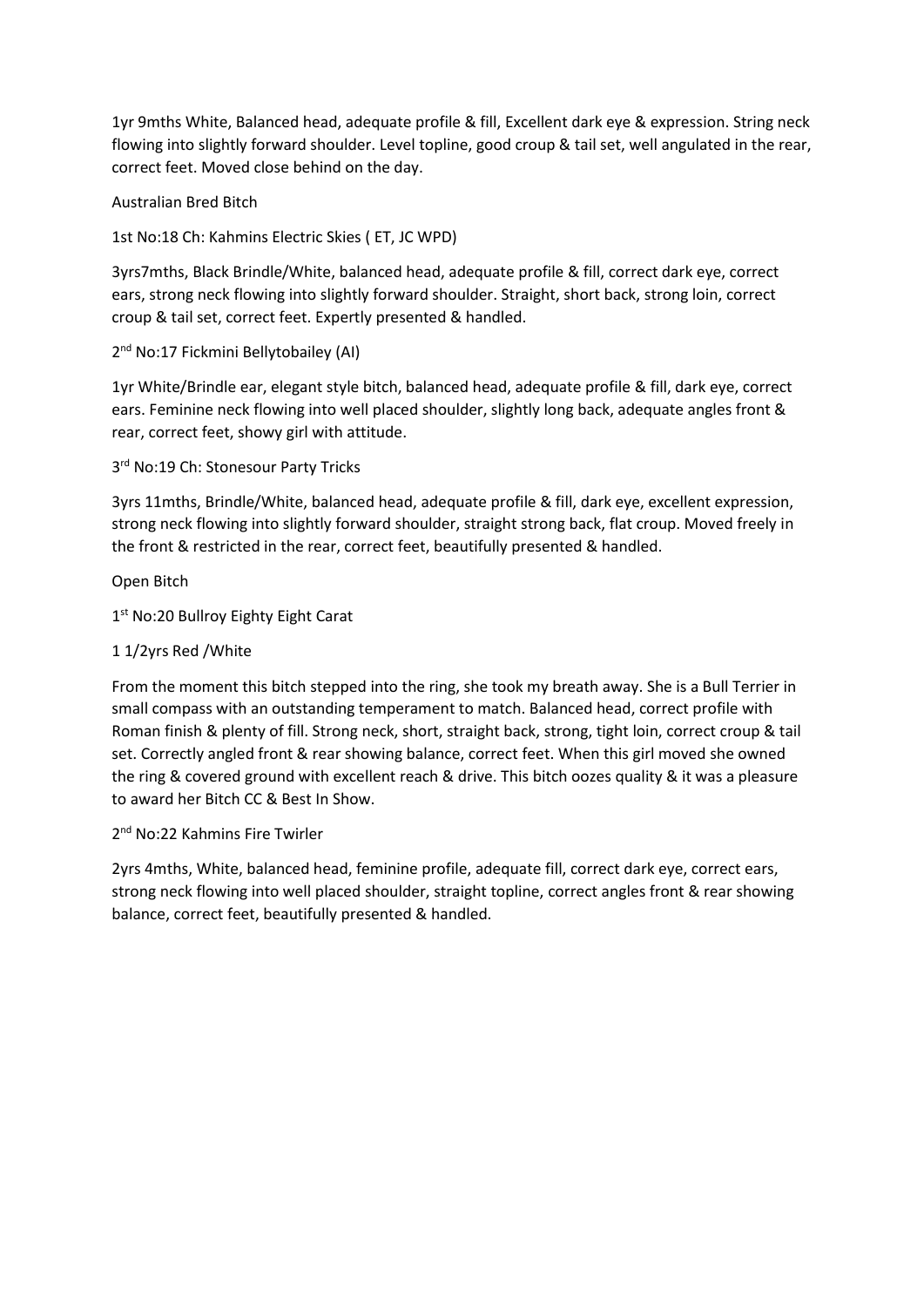1yr 9mths White, Balanced head, adequate profile & fill, Excellent dark eye & expression. String neck flowing into slightly forward shoulder. Level topline, good croup & tail set, well angulated in the rear, correct feet. Moved close behind on the day.

Australian Bred Bitch

1st No:18 Ch: Kahmins Electric Skies ( ET, JC WPD)

3yrs7mths, Black Brindle/White, balanced head, adequate profile & fill, correct dark eye, correct ears, strong neck flowing into slightly forward shoulder. Straight, short back, strong loin, correct croup & tail set, correct feet. Expertly presented & handled.

2nd No:17 Fickmini Bellytobailey (AI)

1yr White/Brindle ear, elegant style bitch, balanced head, adequate profile & fill, dark eye, correct ears. Feminine neck flowing into well placed shoulder, slightly long back, adequate angles front & rear, correct feet, showy girl with attitude.

3rd No:19 Ch: Stonesour Party Tricks

3yrs 11mths, Brindle/White, balanced head, adequate profile & fill, dark eye, excellent expression, strong neck flowing into slightly forward shoulder, straight strong back, flat croup. Moved freely in the front & restricted in the rear, correct feet, beautifully presented & handled.

Open Bitch

1st No:20 Bullroy Eighty Eight Carat

1 1/2yrs Red /White

From the moment this bitch stepped into the ring, she took my breath away. She is a Bull Terrier in small compass with an outstanding temperament to match. Balanced head, correct profile with Roman finish & plenty of fill. Strong neck, short, straight back, strong, tight loin, correct croup & tail set. Correctly angled front & rear showing balance, correct feet. When this girl moved she owned the ring & covered ground with excellent reach & drive. This bitch oozes quality & it was a pleasure to award her Bitch CC & Best In Show.

2nd No:22 Kahmins Fire Twirler

2yrs 4mths, White, balanced head, feminine profile, adequate fill, correct dark eye, correct ears, strong neck flowing into well placed shoulder, straight topline, correct angles front & rear showing balance, correct feet, beautifully presented & handled.